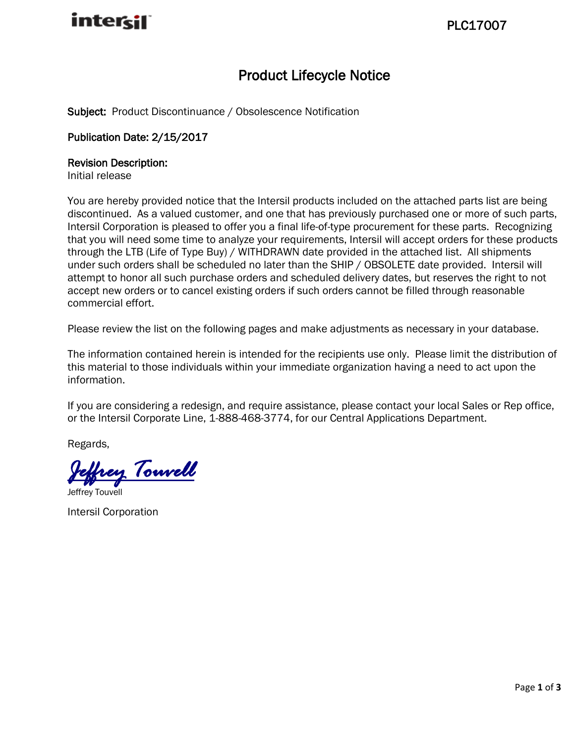intersil

PLC17007

# Product Lifecycle Notice

**Subject:** Product Discontinuance / Obsolescence Notification

**Publication Date: 2/15/2017**

**Revision Description:**
Initial release

You are hereby provided notice that the Intersil products included on the attached parts list are being discontinued. As a valued customer, and one that has previously purchased one or more of such parts, Intersil Corporation is pleased to offer you a final life-of-type procurement for these parts. Recognizing that you will need some time to analyze your requirements, Intersil will accept orders for these products through the LTB (Life of Type Buy) / WITHDRAWN date provided in the attached list. All shipments under such orders shall be scheduled no later than the SHIP / OBSOLETE date provided. Intersil will attempt to honor all such purchase orders and scheduled delivery dates, but reserves the right to not accept new orders or to cancel existing orders if such orders cannot be filled through reasonable commercial effort.

Please review the list on the following pages and make adjustments as necessary in your database.

The information contained herein is intended for the recipients use only. Please limit the distribution of this material to those individuals within your immediate organization having a need to act upon the information.

If you are considering a redesign, and require assistance, please contact your local Sales or Rep office, or the Intersil Corporate Line, 1-888-468-3774, for our Central Applications Department.

Regards,

Jeffrey Touvell

Jeffrey Touvell

Intersil Corporation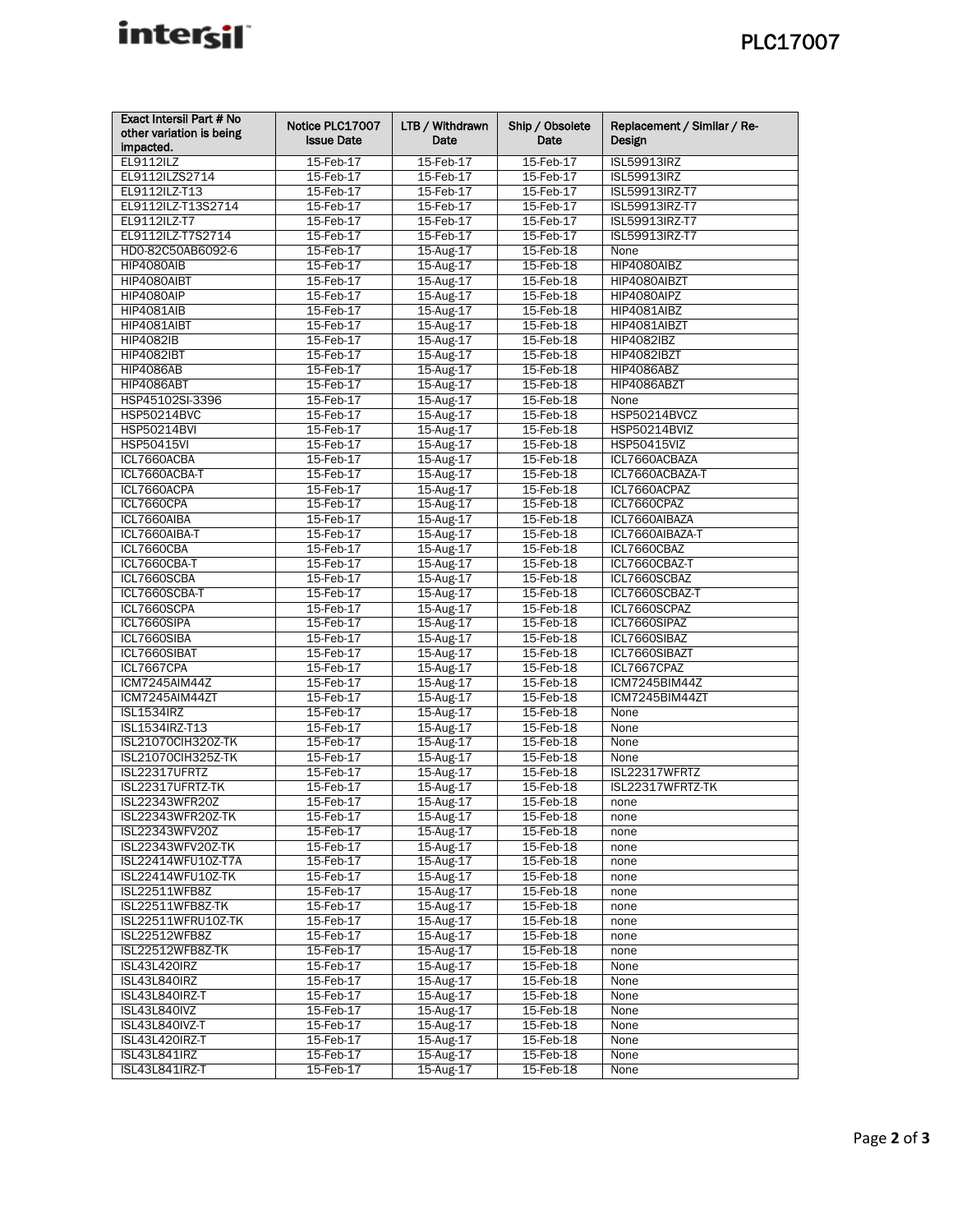| Exact Intersil Part # No other variation is being impacted. | Notice PLC17007 Issue Date | LTB / Withdrawn Date | Ship / Obsolete Date | Replacement / Similar / Re-Design |
|---|---|---|---|---|
| EL9112ILZ | 15-Feb-17 | 15-Feb-17 | 15-Feb-17 | ISL59913IRZ |
| EL9112ILZS2714 | 15-Feb-17 | 15-Feb-17 | 15-Feb-17 | ISL59913IRZ |
| EL9112ILZ-T13 | 15-Feb-17 | 15-Feb-17 | 15-Feb-17 | ISL59913IRZ-T7 |
| EL9112ILZ-T13S2714 | 15-Feb-17 | 15-Feb-17 | 15-Feb-17 | ISL59913IRZ-T7 |
| EL9112ILZ-T7 | 15-Feb-17 | 15-Feb-17 | 15-Feb-17 | ISL59913IRZ-T7 |
| EL9112ILZ-T7S2714 | 15-Feb-17 | 15-Feb-17 | 15-Feb-17 | ISL59913IRZ-T7 |
| HD0-82C50AB6092-6 | 15-Feb-17 | 15-Aug-17 | 15-Feb-18 | None |
| HIP4080AIB | 15-Feb-17 | 15-Aug-17 | 15-Feb-18 | HIP4080AIBZ |
| HIP4080AIBT | 15-Feb-17 | 15-Aug-17 | 15-Feb-18 | HIP4080AIBZT |
| HIP4080AIP | 15-Feb-17 | 15-Aug-17 | 15-Feb-18 | HIP4080AIPZ |
| HIP4081AIB | 15-Feb-17 | 15-Aug-17 | 15-Feb-18 | HIP4081AIBZ |
| HIP4081AIBT | 15-Feb-17 | 15-Aug-17 | 15-Feb-18 | HIP4081AIBZT |
| HIP4082IB | 15-Feb-17 | 15-Aug-17 | 15-Feb-18 | HIP4082IBZ |
| HIP4082IBT | 15-Feb-17 | 15-Aug-17 | 15-Feb-18 | HIP4082IBZT |
| HIP4086AB | 15-Feb-17 | 15-Aug-17 | 15-Feb-18 | HIP4086ABZ |
| HIP4086ABT | 15-Feb-17 | 15-Aug-17 | 15-Feb-18 | HIP4086ABZT |
| HSP45102SI-3396 | 15-Feb-17 | 15-Aug-17 | 15-Feb-18 | None |
| HSP50214BVC | 15-Feb-17 | 15-Aug-17 | 15-Feb-18 | HSP50214BVCZ |
| HSP50214BVI | 15-Feb-17 | 15-Aug-17 | 15-Feb-18 | HSP50214BVIZ |
| HSP50415VI | 15-Feb-17 | 15-Aug-17 | 15-Feb-18 | HSP50415VIZ |
| ICL7660ACBA | 15-Feb-17 | 15-Aug-17 | 15-Feb-18 | ICL7660ACBAZA |
| ICL7660ACBA-T | 15-Feb-17 | 15-Aug-17 | 15-Feb-18 | ICL7660ACBAZA-T |
| ICL7660ACPA | 15-Feb-17 | 15-Aug-17 | 15-Feb-18 | ICL7660ACPAZ |
| ICL7660CPA | 15-Feb-17 | 15-Aug-17 | 15-Feb-18 | ICL7660CPAZ |
| ICL7660AIBA | 15-Feb-17 | 15-Aug-17 | 15-Feb-18 | ICL7660AIBAZA |
| ICL7660AIBA-T | 15-Feb-17 | 15-Aug-17 | 15-Feb-18 | ICL7660AIBAZA-T |
| ICL7660CBA | 15-Feb-17 | 15-Aug-17 | 15-Feb-18 | ICL7660CBAZ |
| ICL7660CBA-T | 15-Feb-17 | 15-Aug-17 | 15-Feb-18 | ICL7660CBAZ-T |
| ICL7660SCBA | 15-Feb-17 | 15-Aug-17 | 15-Feb-18 | ICL7660SCBAZ |
| ICL7660SCBA-T | 15-Feb-17 | 15-Aug-17 | 15-Feb-18 | ICL7660SCBAZ-T |
| ICL7660SCPA | 15-Feb-17 | 15-Aug-17 | 15-Feb-18 | ICL7660SCPAZ |
| ICL7660SIPA | 15-Feb-17 | 15-Aug-17 | 15-Feb-18 | ICL7660SIPAZ |
| ICL7660SIBA | 15-Feb-17 | 15-Aug-17 | 15-Feb-18 | ICL7660SIBAZ |
| ICL7660SIBAT | 15-Feb-17 | 15-Aug-17 | 15-Feb-18 | ICL7660SIBAZT |
| ICL7667CPA | 15-Feb-17 | 15-Aug-17 | 15-Feb-18 | ICL7667CPAZ |
| ICM7245AIM44Z | 15-Feb-17 | 15-Aug-17 | 15-Feb-18 | ICM7245BIM44Z |
| ICM7245AIM44ZT | 15-Feb-17 | 15-Aug-17 | 15-Feb-18 | ICM7245BIM44ZT |
| ISL1534IRZ | 15-Feb-17 | 15-Aug-17 | 15-Feb-18 | None |
| ISL1534IRZ-T13 | 15-Feb-17 | 15-Aug-17 | 15-Feb-18 | None |
| ISL21070CIH320Z-TK | 15-Feb-17 | 15-Aug-17 | 15-Feb-18 | None |
| ISL21070CIH325Z-TK | 15-Feb-17 | 15-Aug-17 | 15-Feb-18 | None |
| ISL22317UFRTZ | 15-Feb-17 | 15-Aug-17 | 15-Feb-18 | ISL22317WFRTZ |
| ISL22317UFRTZ-TK | 15-Feb-17 | 15-Aug-17 | 15-Feb-18 | ISL22317WFRTZ-TK |
| ISL22343WFR20Z | 15-Feb-17 | 15-Aug-17 | 15-Feb-18 | none |
| ISL22343WFR20Z-TK | 15-Feb-17 | 15-Aug-17 | 15-Feb-18 | none |
| ISL22343WFV20Z | 15-Feb-17 | 15-Aug-17 | 15-Feb-18 | none |
| ISL22343WFV20Z-TK | 15-Feb-17 | 15-Aug-17 | 15-Feb-18 | none |
| ISL22414WFU10Z-T7A | 15-Feb-17 | 15-Aug-17 | 15-Feb-18 | none |
| ISL22414WFU10Z-TK | 15-Feb-17 | 15-Aug-17 | 15-Feb-18 | none |
| ISL22511WFB8Z | 15-Feb-17 | 15-Aug-17 | 15-Feb-18 | none |
| ISL22511WFB8Z-TK | 15-Feb-17 | 15-Aug-17 | 15-Feb-18 | none |
| ISL22511WFRU10Z-TK | 15-Feb-17 | 15-Aug-17 | 15-Feb-18 | none |
| ISL22512WFB8Z | 15-Feb-17 | 15-Aug-17 | 15-Feb-18 | none |
| ISL22512WFB8Z-TK | 15-Feb-17 | 15-Aug-17 | 15-Feb-18 | none |
| ISL43L420IRZ | 15-Feb-17 | 15-Aug-17 | 15-Feb-18 | None |
| ISL43L840IRZ | 15-Feb-17 | 15-Aug-17 | 15-Feb-18 | None |
| ISL43L840IRZ-T | 15-Feb-17 | 15-Aug-17 | 15-Feb-18 | None |
| ISL43L840IVZ | 15-Feb-17 | 15-Aug-17 | 15-Feb-18 | None |
| ISL43L840IVZ-T | 15-Feb-17 | 15-Aug-17 | 15-Feb-18 | None |
| ISL43L420IRZ-T | 15-Feb-17 | 15-Aug-17 | 15-Feb-18 | None |
| ISL43L841IRZ | 15-Feb-17 | 15-Aug-17 | 15-Feb-18 | None |
| ISL43L841IRZ-T | 15-Feb-17 | 15-Aug-17 | 15-Feb-18 | None |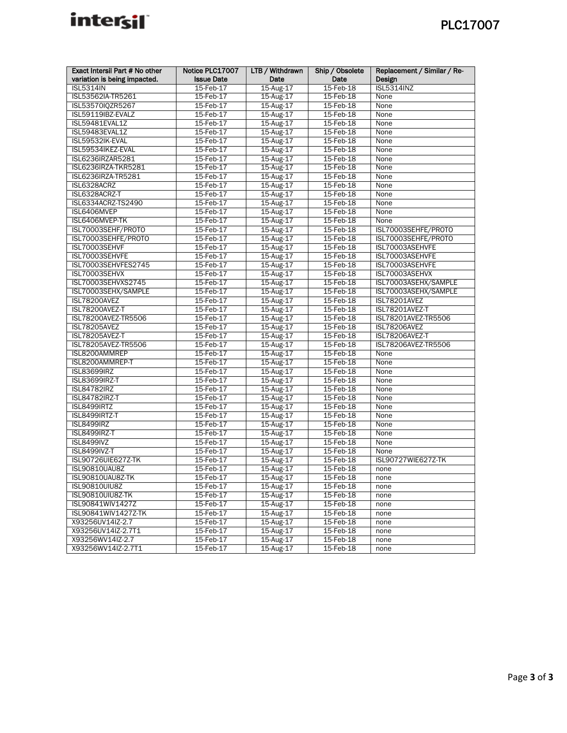| Exact Intersil Part # No other variation is being impacted. | Notice PLC17007 Issue Date | LTB / Withdrawn Date | Ship / Obsolete Date | Replacement / Similar / Re-Design |
|---|---|---|---|---|
| ISL5314IN | 15-Feb-17 | 15-Aug-17 | 15-Feb-18 | ISL5314INZ |
| ISL53562IA-TR5261 | 15-Feb-17 | 15-Aug-17 | 15-Feb-18 | None |
| ISL53570IQZR5267 | 15-Feb-17 | 15-Aug-17 | 15-Feb-18 | None |
| ISL59119IBZ-EVALZ | 15-Feb-17 | 15-Aug-17 | 15-Feb-18 | None |
| ISL59481EVAL1Z | 15-Feb-17 | 15-Aug-17 | 15-Feb-18 | None |
| ISL59483EVAL1Z | 15-Feb-17 | 15-Aug-17 | 15-Feb-18 | None |
| ISL59532IK-EVAL | 15-Feb-17 | 15-Aug-17 | 15-Feb-18 | None |
| ISL59534IKEZ-EVAL | 15-Feb-17 | 15-Aug-17 | 15-Feb-18 | None |
| ISL6236IRZAR5281 | 15-Feb-17 | 15-Aug-17 | 15-Feb-18 | None |
| ISL6236IRZA-TKR5281 | 15-Feb-17 | 15-Aug-17 | 15-Feb-18 | None |
| ISL6236IRZA-TR5281 | 15-Feb-17 | 15-Aug-17 | 15-Feb-18 | None |
| ISL6328ACRZ | 15-Feb-17 | 15-Aug-17 | 15-Feb-18 | None |
| ISL6328ACRZ-T | 15-Feb-17 | 15-Aug-17 | 15-Feb-18 | None |
| ISL6334ACRZ-TS2490 | 15-Feb-17 | 15-Aug-17 | 15-Feb-18 | None |
| ISL6406MVEP | 15-Feb-17 | 15-Aug-17 | 15-Feb-18 | None |
| ISL6406MVEP-TK | 15-Feb-17 | 15-Aug-17 | 15-Feb-18 | None |
| ISL70003SEHF/PROTO | 15-Feb-17 | 15-Aug-17 | 15-Feb-18 | ISL70003SEHFE/PROTO |
| ISL70003SEHFE/PROTO | 15-Feb-17 | 15-Aug-17 | 15-Feb-18 | ISL70003SEHFE/PROTO |
| ISL70003SEHVF | 15-Feb-17 | 15-Aug-17 | 15-Feb-18 | ISL70003ASEHVFE |
| ISL70003SEHVFE | 15-Feb-17 | 15-Aug-17 | 15-Feb-18 | ISL70003ASEHVFE |
| ISL70003SEHVFES2745 | 15-Feb-17 | 15-Aug-17 | 15-Feb-18 | ISL70003ASEHVFE |
| ISL70003SEHVX | 15-Feb-17 | 15-Aug-17 | 15-Feb-18 | ISL70003ASEHVX |
| ISL70003SEHVXS2745 | 15-Feb-17 | 15-Aug-17 | 15-Feb-18 | ISL70003ASEHX/SAMPLE |
| ISL70003SEHX/SAMPLE | 15-Feb-17 | 15-Aug-17 | 15-Feb-18 | ISL70003ASEHX/SAMPLE |
| ISL78200AVEZ | 15-Feb-17 | 15-Aug-17 | 15-Feb-18 | ISL78201AVEZ |
| ISL78200AVEZ-T | 15-Feb-17 | 15-Aug-17 | 15-Feb-18 | ISL78201AVEZ-T |
| ISL78200AVEZ-TR5506 | 15-Feb-17 | 15-Aug-17 | 15-Feb-18 | ISL78201AVEZ-TR5506 |
| ISL78205AVEZ | 15-Feb-17 | 15-Aug-17 | 15-Feb-18 | ISL78206AVEZ |
| ISL78205AVEZ-T | 15-Feb-17 | 15-Aug-17 | 15-Feb-18 | ISL78206AVEZ-T |
| ISL78205AVEZ-TR5506 | 15-Feb-17 | 15-Aug-17 | 15-Feb-18 | ISL78206AVEZ-TR5506 |
| ISL8200AMMREP | 15-Feb-17 | 15-Aug-17 | 15-Feb-18 | None |
| ISL8200AMMREP-T | 15-Feb-17 | 15-Aug-17 | 15-Feb-18 | None |
| ISL83699IRZ | 15-Feb-17 | 15-Aug-17 | 15-Feb-18 | None |
| ISL83699IRZ-T | 15-Feb-17 | 15-Aug-17 | 15-Feb-18 | None |
| ISL84782IRZ | 15-Feb-17 | 15-Aug-17 | 15-Feb-18 | None |
| ISL84782IRZ-T | 15-Feb-17 | 15-Aug-17 | 15-Feb-18 | None |
| ISL8499IRTZ | 15-Feb-17 | 15-Aug-17 | 15-Feb-18 | None |
| ISL8499IRTZ-T | 15-Feb-17 | 15-Aug-17 | 15-Feb-18 | None |
| ISL8499IRZ | 15-Feb-17 | 15-Aug-17 | 15-Feb-18 | None |
| ISL8499IRZ-T | 15-Feb-17 | 15-Aug-17 | 15-Feb-18 | None |
| ISL8499IVZ | 15-Feb-17 | 15-Aug-17 | 15-Feb-18 | None |
| ISL8499IVZ-T | 15-Feb-17 | 15-Aug-17 | 15-Feb-18 | None |
| ISL90726UIE627Z-TK | 15-Feb-17 | 15-Aug-17 | 15-Feb-18 | ISL90727WIE627Z-TK |
| ISL90810UAU8Z | 15-Feb-17 | 15-Aug-17 | 15-Feb-18 | none |
| ISL90810UAU8Z-TK | 15-Feb-17 | 15-Aug-17 | 15-Feb-18 | none |
| ISL90810UIU8Z | 15-Feb-17 | 15-Aug-17 | 15-Feb-18 | none |
| ISL90810UIU8Z-TK | 15-Feb-17 | 15-Aug-17 | 15-Feb-18 | none |
| ISL90841WIV1427Z | 15-Feb-17 | 15-Aug-17 | 15-Feb-18 | none |
| ISL90841WIV1427Z-TK | 15-Feb-17 | 15-Aug-17 | 15-Feb-18 | none |
| X93256UV14IZ-2.7 | 15-Feb-17 | 15-Aug-17 | 15-Feb-18 | none |
| X93256UV14IZ-2.7T1 | 15-Feb-17 | 15-Aug-17 | 15-Feb-18 | none |
| X93256WV14IZ-2.7 | 15-Feb-17 | 15-Aug-17 | 15-Feb-18 | none |
| X93256WV14IZ-2.7T1 | 15-Feb-17 | 15-Aug-17 | 15-Feb-18 | none |